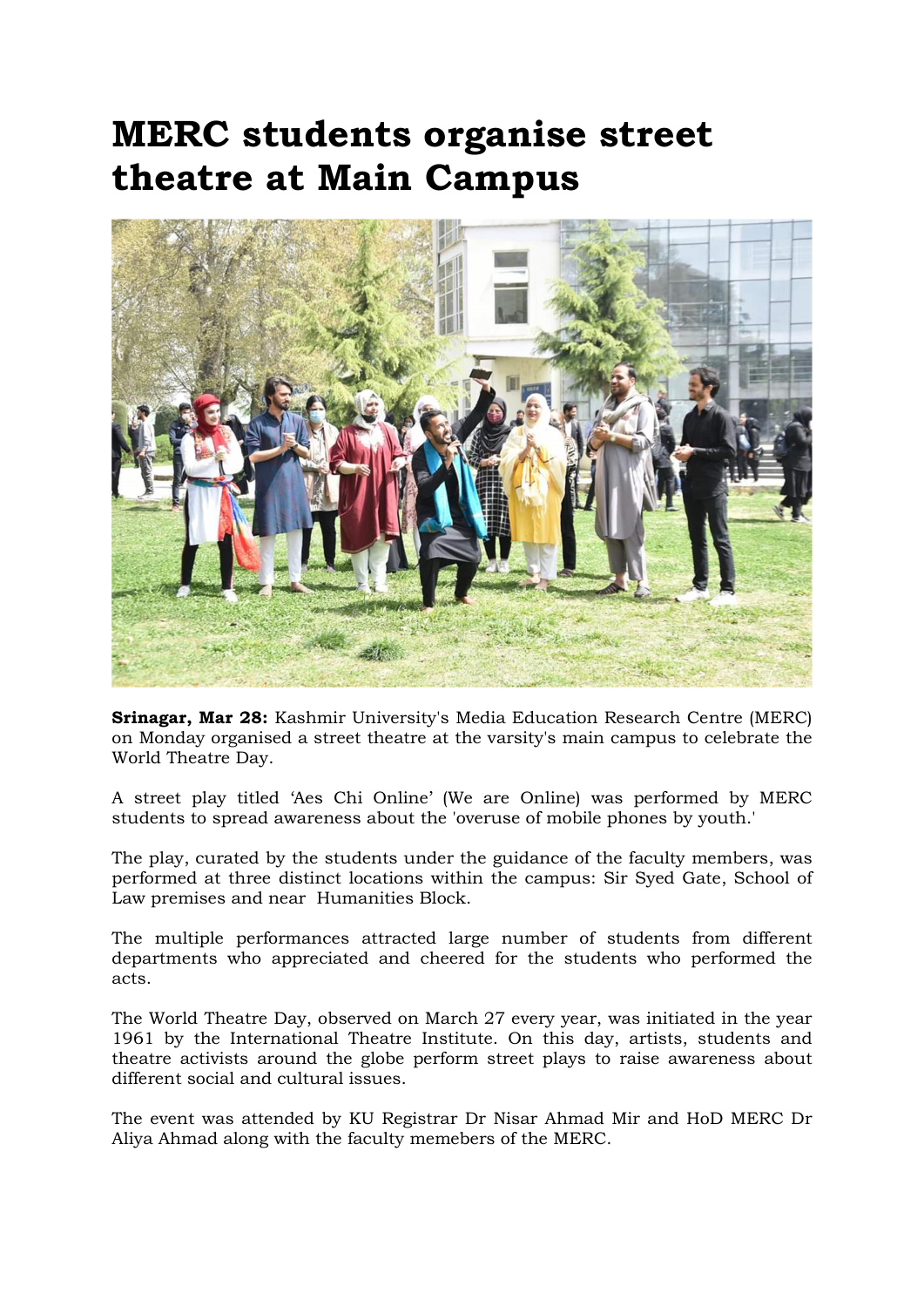# MERC students organise street theatre at Main Campus

**Srinagar, Mar 28:** Kashmir University's Media Education Research Centre (MERC) on Monday organised a street theatre at the varsity's main campus to celebrate the World Theatre Day.

A street play titled 'Aes Chi Online' (We are Online) was performed by MERC students to spread awareness about the 'overuse of mobile phones by youth.'

The play, curated by the students under the guidance of the faculty members, was performed at three distinct locations within the campus: Sir Syed Gate, School of Law premises and near Humanities Block.

The multiple performances attracted large number of students from different departments who appreciated and cheered for the students who performed the acts.

The World Theatre Day, observed on March 27 every year, was initiated in the year 1961 by the International Theatre Institute. On this day, artists, students and theatre activists around the globe perform street plays to raise awareness about different social and cultural issues.

The event was attended by KU Registrar Dr Nisar Ahmad Mir and HoD MERC Dr Aliya Ahmad along with the faculty memebers of the MERC.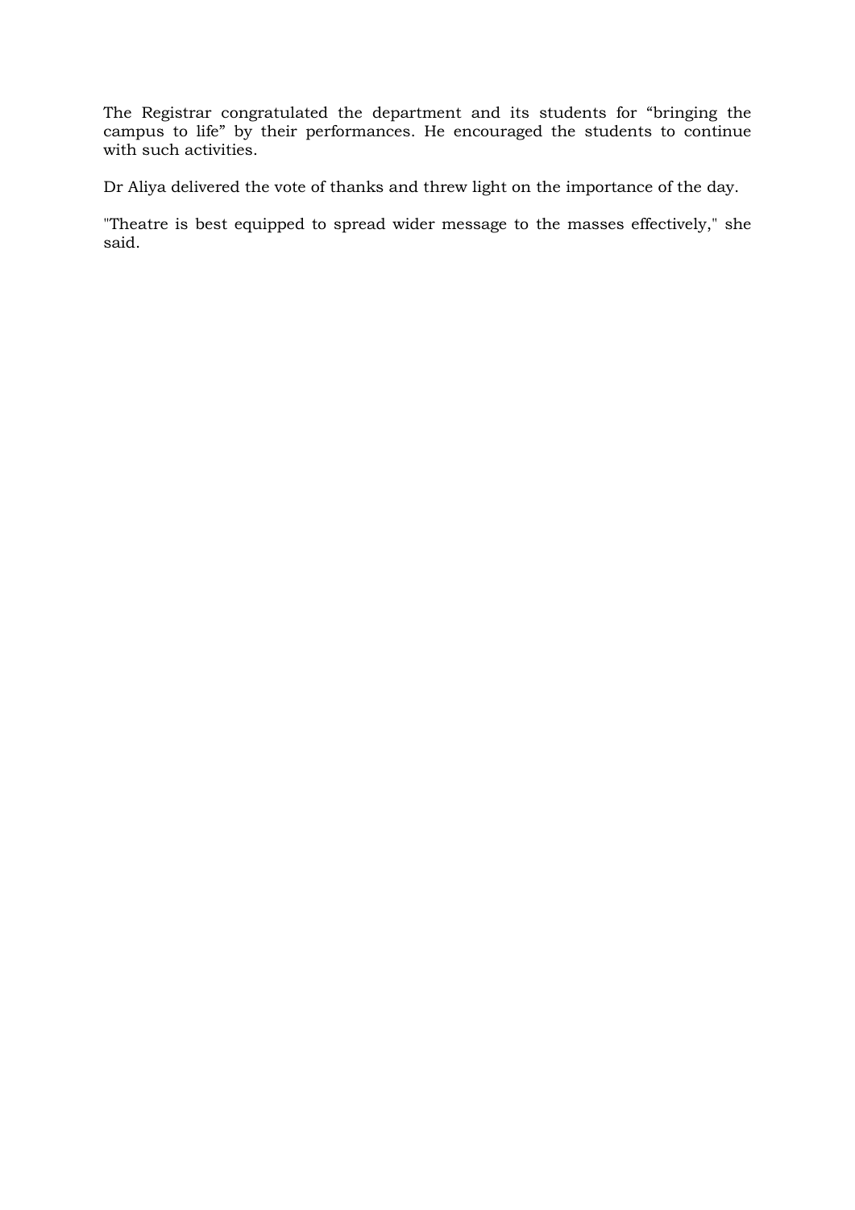The Registrar congratulated the department and its students for "bringing the campus to life" by their performances. He encouraged the students to continue with such activities.

Dr Aliya delivered the vote of thanks and threw light on the importance of the day.

"Theatre is best equipped to spread wider message to the masses effectively," she said.